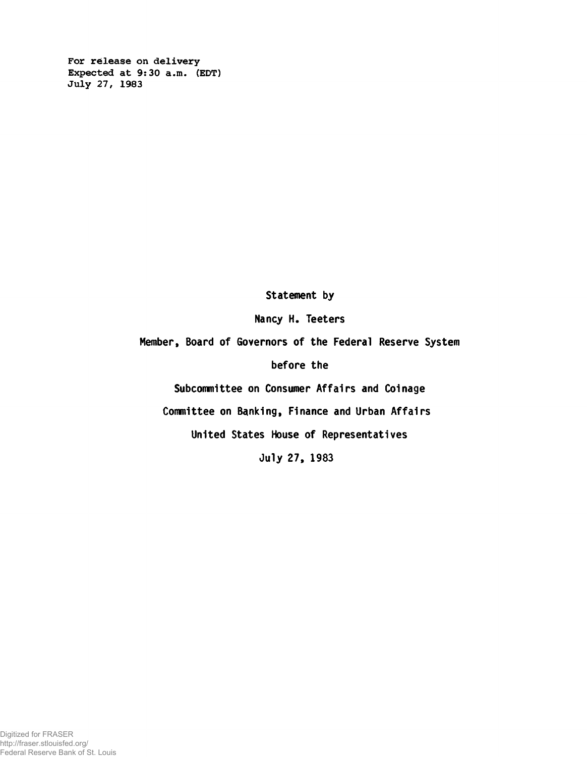For release on delivery
Expected at 9:30 a.m. (EDT)
July 27, 1983

Statement by

Nancy H. Teeters

Member, Board of Governors of the Federal Reserve System

before the

Subcommittee on Consumer Affairs and Coinage

Committee on Banking, Finance and Urban Affairs

United States House of Representatives

July 27, 1983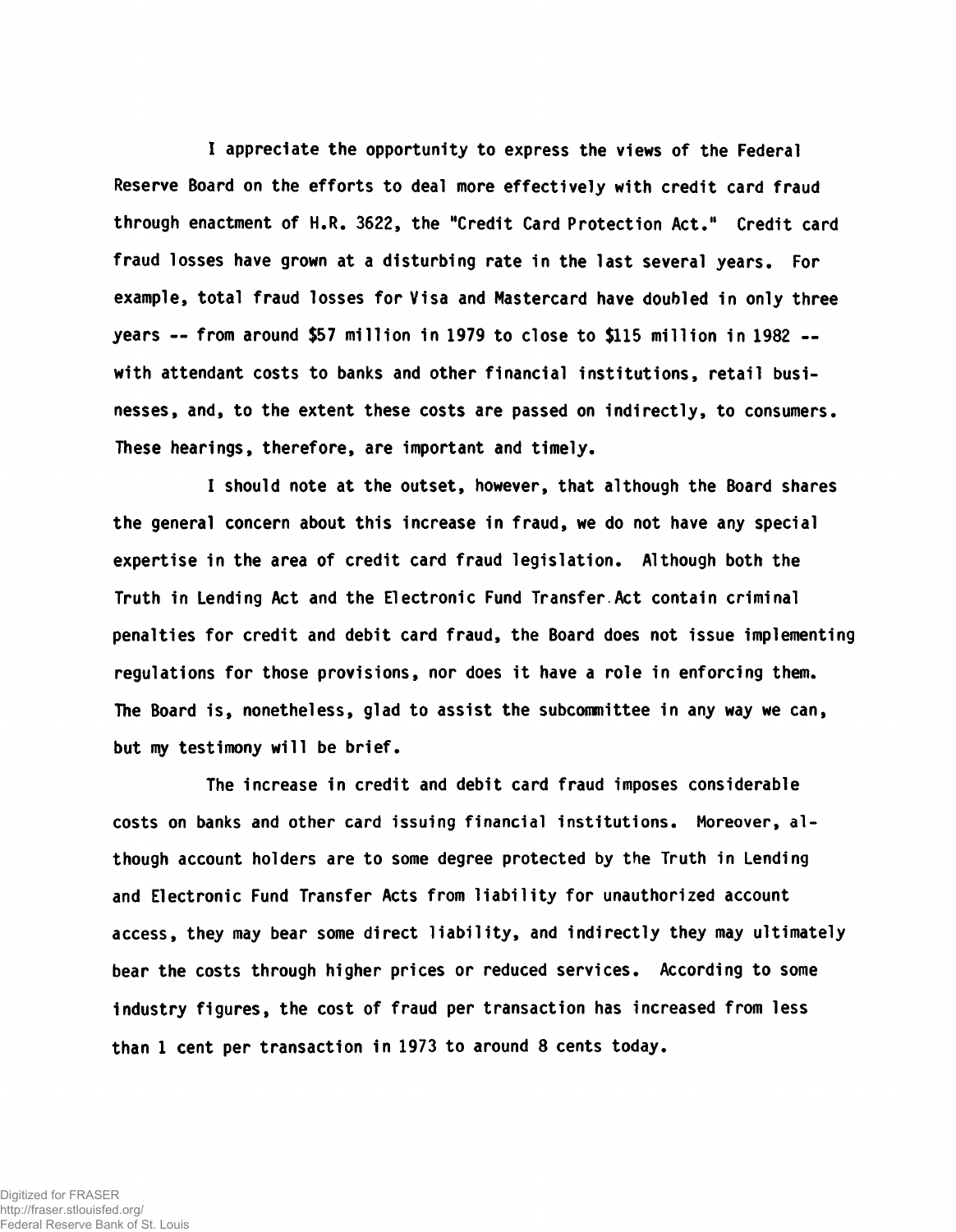I appreciate the opportunity to express the views of the Federal Reserve Board on the efforts to deal more effectively with credit card fraud through enactment of H.R. 3622, the "Credit Card Protection Act." Credit card fraud losses have grown at a disturbing rate in the last several years. For example, total fraud losses for Visa and Mastercard have doubled in only three years -- from around $57 million in 1979 to close to $115 million in 1982 -- with attendant costs to banks and other financial institutions, retail businesses, and, to the extent these costs are passed on indirectly, to consumers. These hearings, therefore, are important and timely.

I should note at the outset, however, that although the Board shares the general concern about this increase in fraud, we do not have any special expertise in the area of credit card fraud legislation. Although both the Truth in Lending Act and the Electronic Fund Transfer Act contain criminal penalties for credit and debit card fraud, the Board does not issue implementing regulations for those provisions, nor does it have a role in enforcing them. The Board is, nonetheless, glad to assist the subcommittee in any way we can, but my testimony will be brief.

The increase in credit and debit card fraud imposes considerable costs on banks and other card issuing financial institutions. Moreover, although account holders are to some degree protected by the Truth in Lending and Electronic Fund Transfer Acts from liability for unauthorized account access, they may bear some direct liability, and indirectly they may ultimately bear the costs through higher prices or reduced services. According to some industry figures, the cost of fraud per transaction has increased from less than 1 cent per transaction in 1973 to around 8 cents today.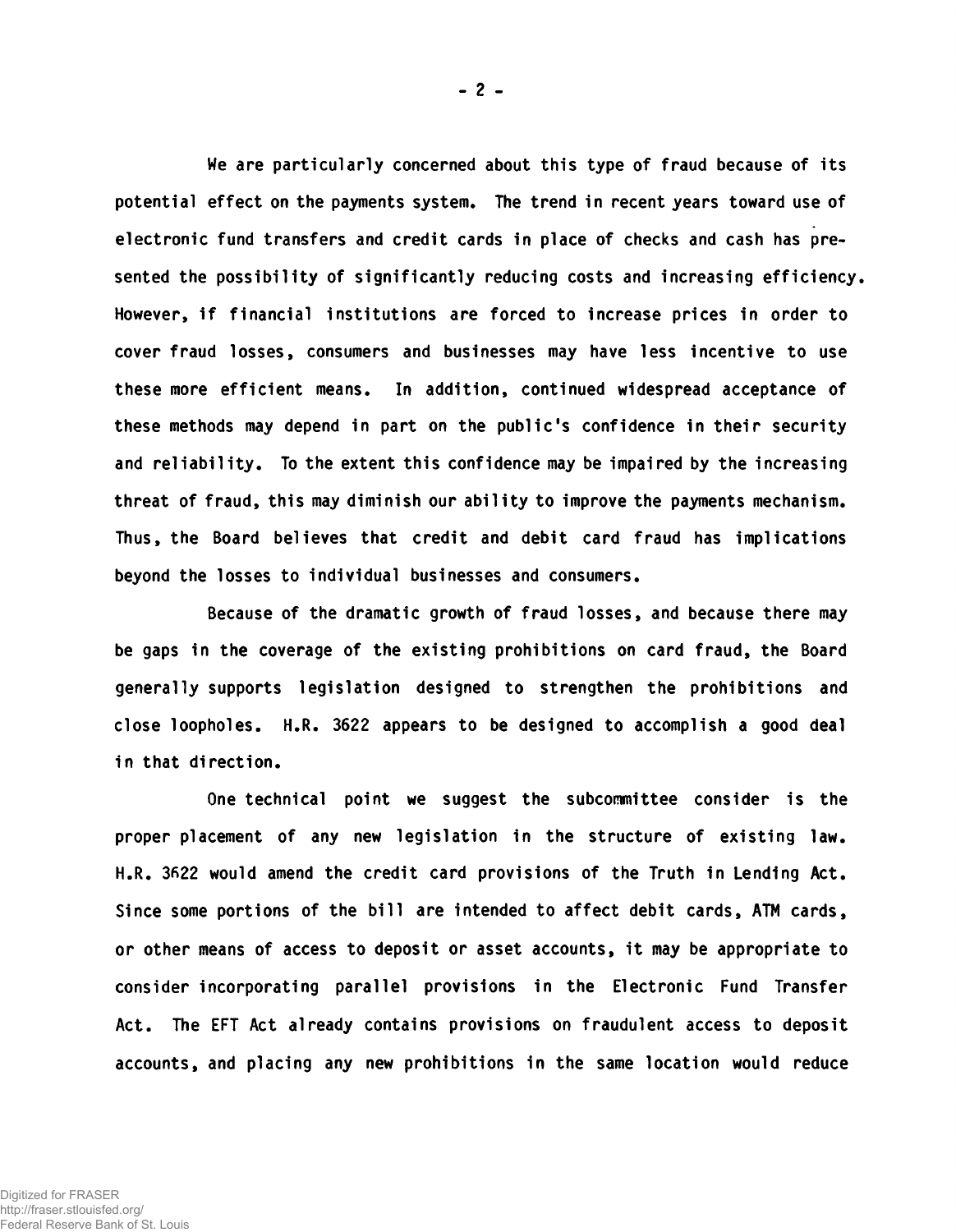We are particularly concerned about this type of fraud because of its potential effect on the payments system. The trend in recent years toward use of electronic fund transfers and credit cards in place of checks and cash has presented the possibility of significantly reducing costs and increasing efficiency. However, if financial institutions are forced to increase prices in order to cover fraud losses, consumers and businesses may have less incentive to use these more efficient means. In addition, continued widespread acceptance of these methods may depend in part on the public's confidence in their security and reliability. To the extent this confidence may be impaired by the increasing threat of fraud, this may diminish our ability to improve the payments mechanism. Thus, the Board believes that credit and debit card fraud has implications beyond the losses to individual businesses and consumers.

Because of the dramatic growth of fraud losses, and because there may be gaps in the coverage of the existing prohibitions on card fraud, the Board generally supports legislation designed to strengthen the prohibitions and close loopholes. H.R. 3622 appears to be designed to accomplish a good deal in that direction.

One technical point we suggest the subcommittee consider is the proper placement of any new legislation in the structure of existing law. H.R. 3622 would amend the credit card provisions of the Truth in Lending Act. Since some portions of the bill are intended to affect debit cards, ATM cards, or other means of access to deposit or asset accounts, it may be appropriate to consider incorporating parallel provisions in the Electronic Fund Transfer Act. The EFT Act already contains provisions on fraudulent access to deposit accounts, and placing any new prohibitions in the same location would reduce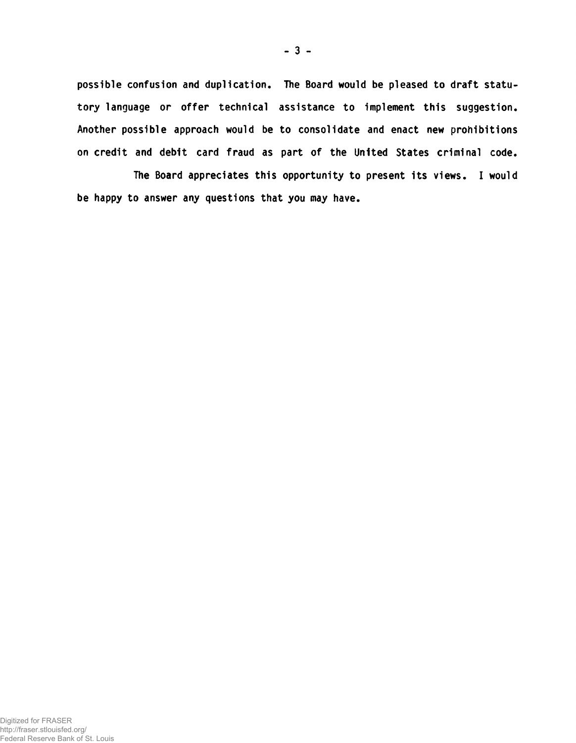possible confusion and duplication. The Board would be pleased to draft statutory language or offer technical assistance to implement this suggestion. Another possible approach would be to consolidate and enact new prohibitions on credit and debit card fraud as part of the United States criminal code.

The Board appreciates this opportunity to present its views. I would be happy to answer any questions that you may have.